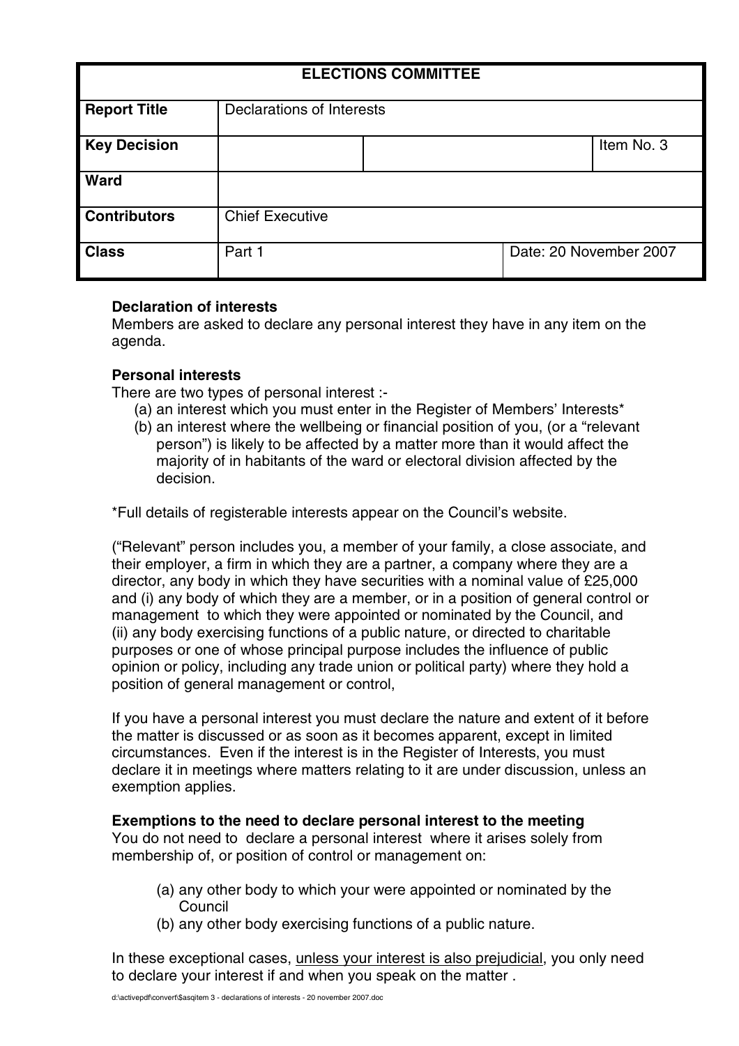| ELECTIONS COMMITTEE | | | |
|---|---|---|---|
| **Report Title** | Declarations of Interests | | |
| **Key Decision** | | | Item No. 3 |
| **Ward** | | | |
| **Contributors** | Chief Executive | | |
| **Class** | Part 1 | Date: 20 November 2007 | |

**Declaration of interests**
Members are asked to declare any personal interest they have in any item on the agenda.

**Personal interests**
There are two types of personal interest :-

(a) an interest which you must enter in the Register of Members' Interests*
(b) an interest where the wellbeing or financial position of you, (or a "relevant person") is likely to be affected by a matter more than it would affect the majority of in habitants of the ward or electoral division affected by the decision.

*Full details of registerable interests appear on the Council's website.

("Relevant" person includes you, a member of your family, a close associate, and their employer, a firm in which they are a partner, a company where they are a director, any body in which they have securities with a nominal value of £25,000 and (i) any body of which they are a member, or in a position of general control or management to which they were appointed or nominated by the Council, and (ii) any body exercising functions of a public nature, or directed to charitable purposes or one of whose principal purpose includes the influence of public opinion or policy, including any trade union or political party) where they hold a position of general management or control,

If you have a personal interest you must declare the nature and extent of it before the matter is discussed or as soon as it becomes apparent, except in limited circumstances. Even if the interest is in the Register of Interests, you must declare it in meetings where matters relating to it are under discussion, unless an exemption applies.

**Exemptions to the need to declare personal interest to the meeting**
You do not need to declare a personal interest where it arises solely from membership of, or position of control or management on:

(a) any other body to which your were appointed or nominated by the Council
(b) any other body exercising functions of a public nature.

In these exceptional cases, <u>unless your interest is also prejudicial</u>, you only need to declare your interest if and when you speak on the matter .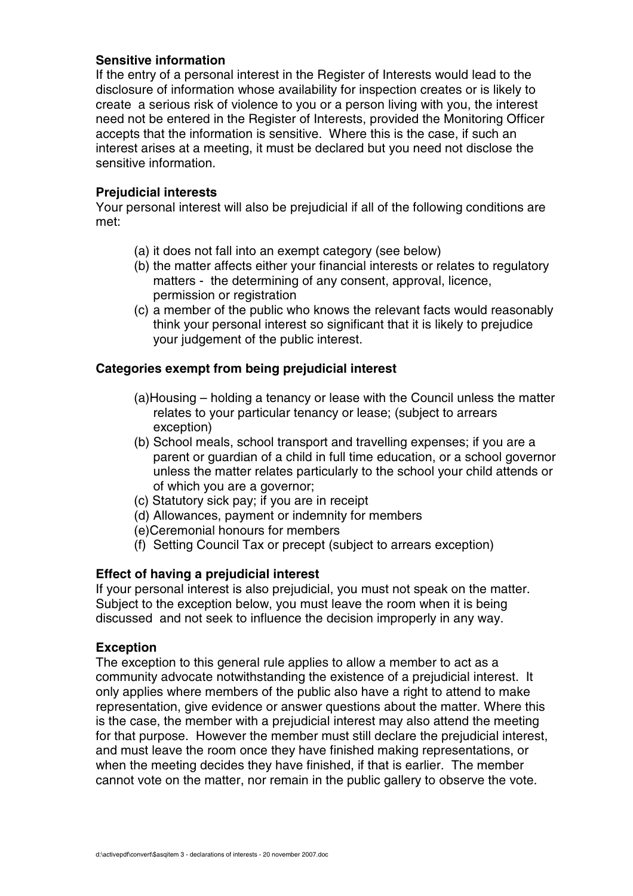**Sensitive information**

If the entry of a personal interest in the Register of Interests would lead to the disclosure of information whose availability for inspection creates or is likely to create a serious risk of violence to you or a person living with you, the interest need not be entered in the Register of Interests, provided the Monitoring Officer accepts that the information is sensitive. Where this is the case, if such an interest arises at a meeting, it must be declared but you need not disclose the sensitive information.

**Prejudicial interests**

Your personal interest will also be prejudicial if all of the following conditions are met:

(a) it does not fall into an exempt category (see below)
(b) the matter affects either your financial interests or relates to regulatory matters - the determining of any consent, approval, licence, permission or registration
(c) a member of the public who knows the relevant facts would reasonably think your personal interest so significant that it is likely to prejudice your judgement of the public interest.

**Categories exempt from being prejudicial interest**

(a) Housing – holding a tenancy or lease with the Council unless the matter relates to your particular tenancy or lease; (subject to arrears exception)
(b) School meals, school transport and travelling expenses; if you are a parent or guardian of a child in full time education, or a school governor unless the matter relates particularly to the school your child attends or of which you are a governor;
(c) Statutory sick pay; if you are in receipt
(d) Allowances, payment or indemnity for members
(e) Ceremonial honours for members
(f) Setting Council Tax or precept (subject to arrears exception)

**Effect of having a prejudicial interest**

If your personal interest is also prejudicial, you must not speak on the matter. Subject to the exception below, you must leave the room when it is being discussed and not seek to influence the decision improperly in any way.

**Exception**

The exception to this general rule applies to allow a member to act as a community advocate notwithstanding the existence of a prejudicial interest. It only applies where members of the public also have a right to attend to make representation, give evidence or answer questions about the matter. Where this is the case, the member with a prejudicial interest may also attend the meeting for that purpose. However the member must still declare the prejudicial interest, and must leave the room once they have finished making representations, or when the meeting decides they have finished, if that is earlier. The member cannot vote on the matter, nor remain in the public gallery to observe the vote.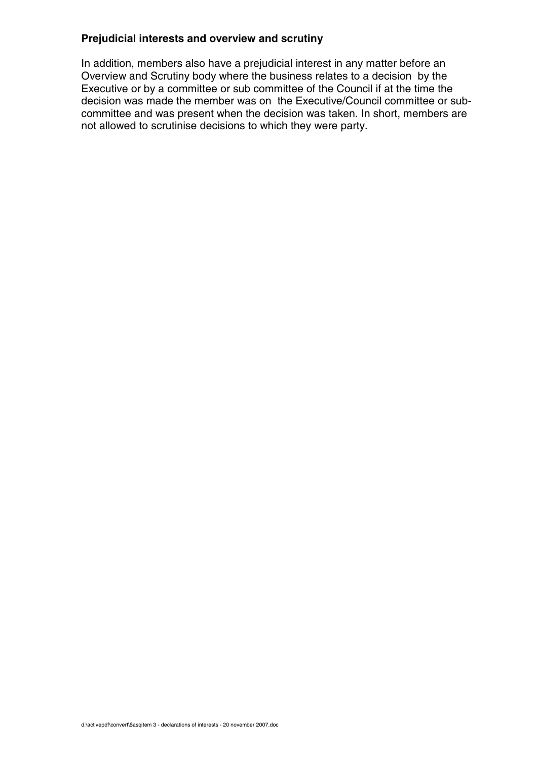**Prejudicial interests and overview and scrutiny**

In addition, members also have a prejudicial interest in any matter before an Overview and Scrutiny body where the business relates to a decision by the Executive or by a committee or sub committee of the Council if at the time the decision was made the member was on the Executive/Council committee or sub-committee and was present when the decision was taken. In short, members are not allowed to scrutinise decisions to which they were party.